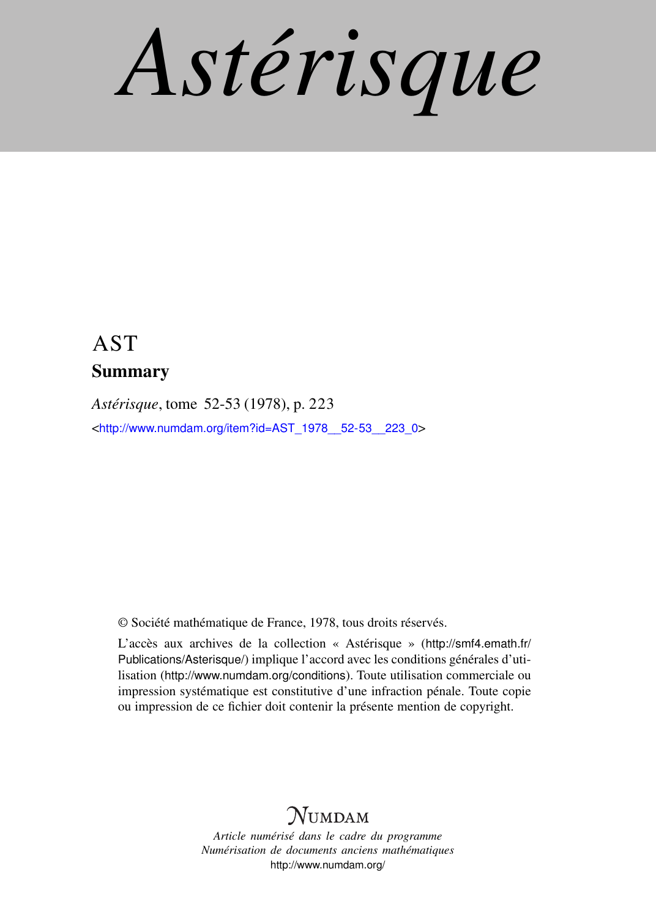# Astérisque

AST

## Summary

*Astérisque*, tome 52-53 (1978), p. 223

<http://www.numdam.org/item?id=AST_1978__52-53__223_0>

© Société mathématique de France, 1978, tous droits réservés.

L'accès aux archives de la collection « Astérisque » (http://smf4.emath.fr/Publications/Asterisque/) implique l'accord avec les conditions générales d'utilisation (http://www.numdam.org/conditions). Toute utilisation commerciale ou impression systématique est constitutive d'une infraction pénale. Toute copie ou impression de ce fichier doit contenir la présente mention de copyright.

NUMDAM

*Article numérisé dans le cadre du programme*
*Numérisation de documents anciens mathématiques*
http://www.numdam.org/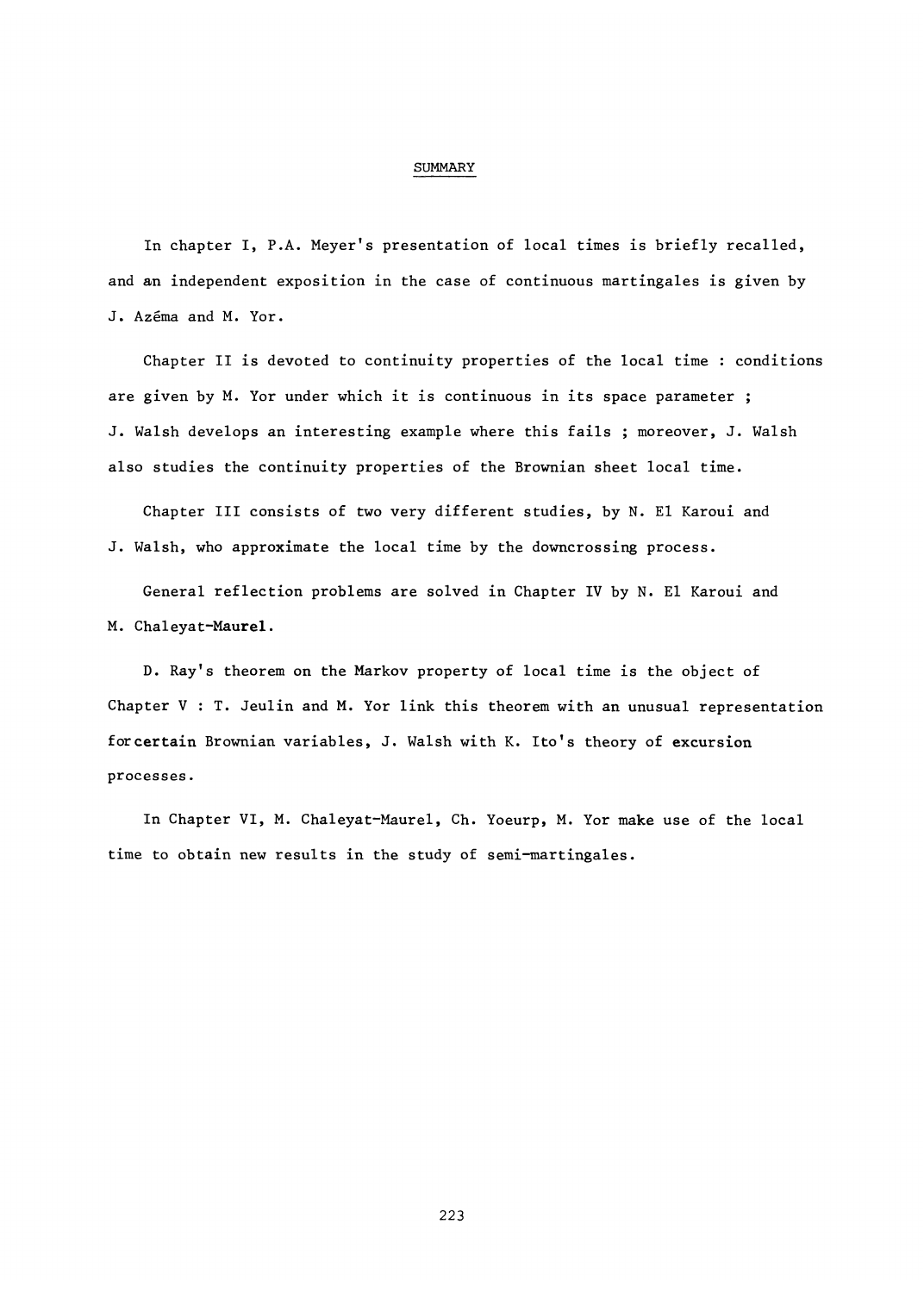# SUMMARY

In chapter I, P.A. Meyer's presentation of local times is briefly recalled, and an independent exposition in the case of continuous martingales is given by J. Azéma and M. Yor.

Chapter II is devoted to continuity properties of the local time : conditions are given by M. Yor under which it is continuous in its space parameter ; J. Walsh develops an interesting example where this fails ; moreover, J. Walsh also studies the continuity properties of the Brownian sheet local time.

Chapter III consists of two very different studies, by N. El Karoui and J. Walsh, who approximate the local time by the downcrossing process.

General reflection problems are solved in Chapter IV by N. El Karoui and M. Chaleyat-Maurel.

D. Ray's theorem on the Markov property of local time is the object of Chapter V : T. Jeulin and M. Yor link this theorem with an unusual representation forcertain Brownian variables, J. Walsh with K. Ito's theory of excursion processes.

In Chapter VI, M. Chaleyat-Maurel, Ch. Yoeurp, M. Yor make use of the local time to obtain new results in the study of semi-martingales.